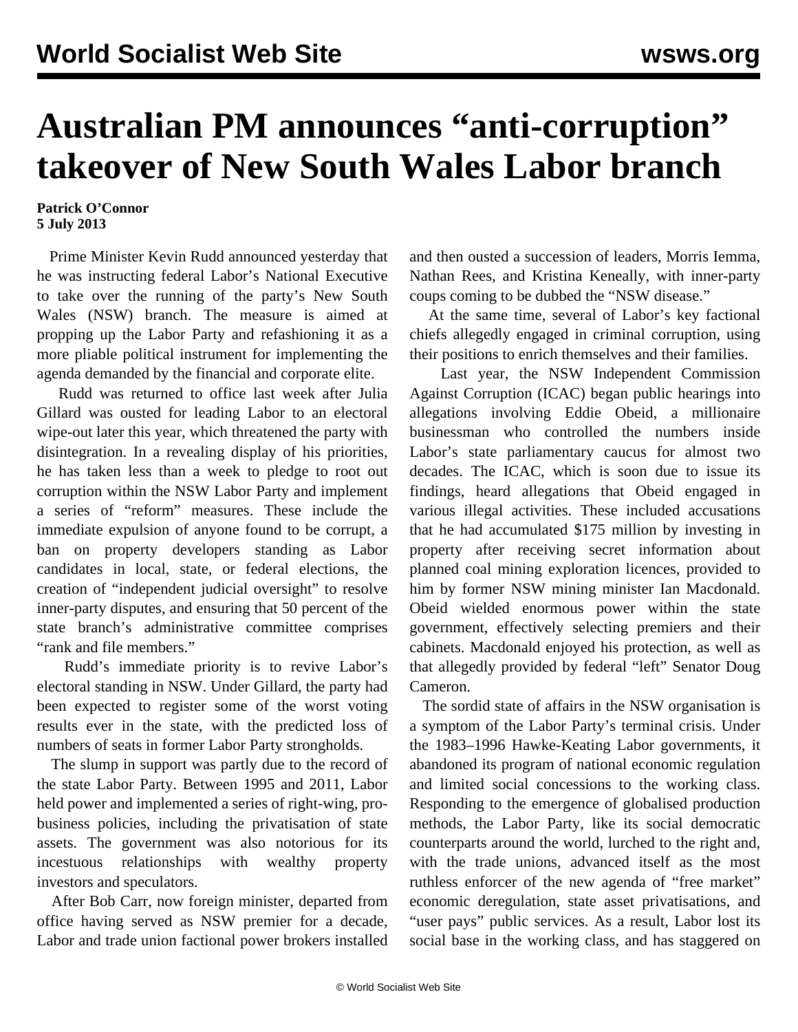# Australian PM announces "anti-corruption" takeover of New South Wales Labor branch

**Patrick O'Connor**
**5 July 2013**

Prime Minister Kevin Rudd announced yesterday that he was instructing federal Labor's National Executive to take over the running of the party's New South Wales (NSW) branch. The measure is aimed at propping up the Labor Party and refashioning it as a more pliable political instrument for implementing the agenda demanded by the financial and corporate elite.

Rudd was returned to office last week after Julia Gillard was ousted for leading Labor to an electoral wipe-out later this year, which threatened the party with disintegration. In a revealing display of his priorities, he has taken less than a week to pledge to root out corruption within the NSW Labor Party and implement a series of "reform" measures. These include the immediate expulsion of anyone found to be corrupt, a ban on property developers standing as Labor candidates in local, state, or federal elections, the creation of "independent judicial oversight" to resolve inner-party disputes, and ensuring that 50 percent of the state branch's administrative committee comprises "rank and file members."

Rudd's immediate priority is to revive Labor's electoral standing in NSW. Under Gillard, the party had been expected to register some of the worst voting results ever in the state, with the predicted loss of numbers of seats in former Labor Party strongholds.

The slump in support was partly due to the record of the state Labor Party. Between 1995 and 2011, Labor held power and implemented a series of right-wing, pro-business policies, including the privatisation of state assets. The government was also notorious for its incestuous relationships with wealthy property investors and speculators.

After Bob Carr, now foreign minister, departed from office having served as NSW premier for a decade, Labor and trade union factional power brokers installed and then ousted a succession of leaders, Morris Iemma, Nathan Rees, and Kristina Keneally, with inner-party coups coming to be dubbed the "NSW disease."

At the same time, several of Labor's key factional chiefs allegedly engaged in criminal corruption, using their positions to enrich themselves and their families.

Last year, the NSW Independent Commission Against Corruption (ICAC) began public hearings into allegations involving Eddie Obeid, a millionaire businessman who controlled the numbers inside Labor's state parliamentary caucus for almost two decades. The ICAC, which is soon due to issue its findings, heard allegations that Obeid engaged in various illegal activities. These included accusations that he had accumulated $175 million by investing in property after receiving secret information about planned coal mining exploration licences, provided to him by former NSW mining minister Ian Macdonald. Obeid wielded enormous power within the state government, effectively selecting premiers and their cabinets. Macdonald enjoyed his protection, as well as that allegedly provided by federal "left" Senator Doug Cameron.

The sordid state of affairs in the NSW organisation is a symptom of the Labor Party's terminal crisis. Under the 1983–1996 Hawke-Keating Labor governments, it abandoned its program of national economic regulation and limited social concessions to the working class. Responding to the emergence of globalised production methods, the Labor Party, like its social democratic counterparts around the world, lurched to the right and, with the trade unions, advanced itself as the most ruthless enforcer of the new agenda of "free market" economic deregulation, state asset privatisations, and "user pays" public services. As a result, Labor lost its social base in the working class, and has staggered on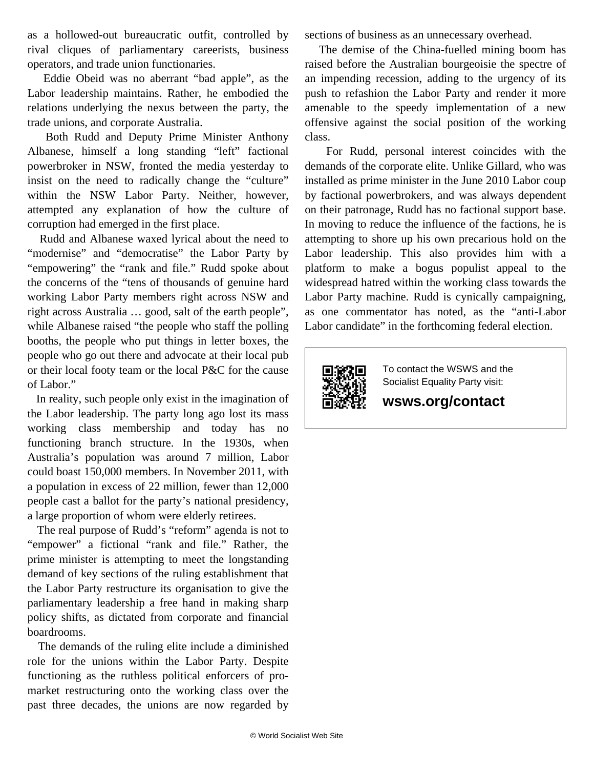as a hollowed-out bureaucratic outfit, controlled by rival cliques of parliamentary careerists, business operators, and trade union functionaries.

Eddie Obeid was no aberrant “bad apple”, as the Labor leadership maintains. Rather, he embodied the relations underlying the nexus between the party, the trade unions, and corporate Australia.

Both Rudd and Deputy Prime Minister Anthony Albanese, himself a long standing “left” factional powerbroker in NSW, fronted the media yesterday to insist on the need to radically change the “culture” within the NSW Labor Party. Neither, however, attempted any explanation of how the culture of corruption had emerged in the first place.

Rudd and Albanese waxed lyrical about the need to “modernise” and “democratise” the Labor Party by “empowering” the “rank and file.” Rudd spoke about the concerns of the “tens of thousands of genuine hard working Labor Party members right across NSW and right across Australia … good, salt of the earth people”, while Albanese raised “the people who staff the polling booths, the people who put things in letter boxes, the people who go out there and advocate at their local pub or their local footy team or the local P&C for the cause of Labor.”

In reality, such people only exist in the imagination of the Labor leadership. The party long ago lost its mass working class membership and today has no functioning branch structure. In the 1930s, when Australia’s population was around 7 million, Labor could boast 150,000 members. In November 2011, with a population in excess of 22 million, fewer than 12,000 people cast a ballot for the party’s national presidency, a large proportion of whom were elderly retirees.

The real purpose of Rudd’s “reform” agenda is not to “empower” a fictional “rank and file.” Rather, the prime minister is attempting to meet the longstanding demand of key sections of the ruling establishment that the Labor Party restructure its organisation to give the parliamentary leadership a free hand in making sharp policy shifts, as dictated from corporate and financial boardrooms.

The demands of the ruling elite include a diminished role for the unions within the Labor Party. Despite functioning as the ruthless political enforcers of pro-market restructuring onto the working class over the past three decades, the unions are now regarded by sections of business as an unnecessary overhead.

The demise of the China-fuelled mining boom has raised before the Australian bourgeoisie the spectre of an impending recession, adding to the urgency of its push to refashion the Labor Party and render it more amenable to the speedy implementation of a new offensive against the social position of the working class.

For Rudd, personal interest coincides with the demands of the corporate elite. Unlike Gillard, who was installed as prime minister in the June 2010 Labor coup by factional powerbrokers, and was always dependent on their patronage, Rudd has no factional support base. In moving to reduce the influence of the factions, he is attempting to shore up his own precarious hold on the Labor leadership. This also provides him with a platform to make a bogus populist appeal to the widespread hatred within the working class towards the Labor Party machine. Rudd is cynically campaigning, as one commentator has noted, as the “anti-Labor Labor candidate” in the forthcoming federal election.

To contact the WSWS and the Socialist Equality Party visit:

**wsws.org/contact**